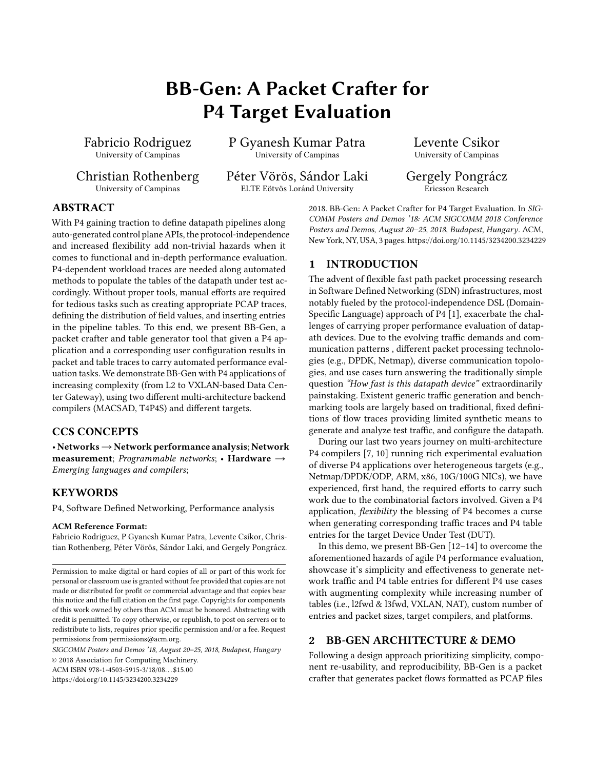# BB-Gen: A Packet Crafter for P4 Target Evaluation

Fabricio Rodriguez
University of Campinas

P Gyanesh Kumar Patra
University of Campinas

Levente Csikor
University of Campinas

Christian Rothenberg
University of Campinas

Péter Vörös, Sándor Laki
ELTE Eötvös Loránd University

Gergely Pongrácz
Ericsson Research

## ABSTRACT

With P4 gaining traction to define datapath pipelines along auto-generated control plane APIs, the protocol-independence and increased flexibility add non-trivial hazards when it comes to functional and in-depth performance evaluation. P4-dependent workload traces are needed along automated methods to populate the tables of the datapath under test accordingly. Without proper tools, manual efforts are required for tedious tasks such as creating appropriate PCAP traces, defining the distribution of field values, and inserting entries in the pipeline tables. To this end, we present BB-Gen, a packet crafter and table generator tool that given a P4 application and a corresponding user configuration results in packet and table traces to carry automated performance evaluation tasks. We demonstrate BB-Gen with P4 applications of increasing complexity (from L2 to VXLAN-based Data Center Gateway), using two different multi-architecture backend compilers (MACSAD, T4P4S) and different targets.

## CCS CONCEPTS

• **Networks → Network performance analysis**; **Network measurement**; *Programmable networks*; • **Hardware →** *Emerging languages and compilers*;

## KEYWORDS

P4, Software Defined Networking, Performance analysis

**ACM Reference Format:**
Fabricio Rodriguez, P Gyanesh Kumar Patra, Levente Csikor, Christian Rothenberg, Péter Vörös, Sándor Laki, and Gergely Pongrácz. 2018. BB-Gen: A Packet Crafter for P4 Target Evaluation. In *SIGCOMM Posters and Demos '18: ACM SIGCOMM 2018 Conference Posters and Demos, August 20–25, 2018, Budapest, Hungary.* ACM, New York, NY, USA, 3 pages. https://doi.org/10.1145/3234200.3234229

Permission to make digital or hard copies of all or part of this work for personal or classroom use is granted without fee provided that copies are not made or distributed for profit or commercial advantage and that copies bear this notice and the full citation on the first page. Copyrights for components of this work owned by others than ACM must be honored. Abstracting with credit is permitted. To copy otherwise, or republish, to post on servers or to redistribute to lists, requires prior specific permission and/or a fee. Request permissions from permissions@acm.org.

*SIGCOMM Posters and Demos '18, August 20–25, 2018, Budapest, Hungary*
© 2018 Association for Computing Machinery.
ACM ISBN 978-1-4503-5915-3/18/08…$15.00
https://doi.org/10.1145/3234200.3234229

## 1 INTRODUCTION

The advent of flexible fast path packet processing research in Software Defined Networking (SDN) infrastructures, most notably fueled by the protocol-independence DSL (Domain-Specific Language) approach of P4 [1], exacerbate the challenges of carrying proper performance evaluation of datapath devices. Due to the evolving traffic demands and communication patterns , different packet processing technologies (e.g., DPDK, Netmap), diverse communication topologies, and use cases turn answering the traditionally simple question *"How fast is this datapath device"* extraordinarily painstaking. Existent generic traffic generation and benchmarking tools are largely based on traditional, fixed definitions of flow traces providing limited synthetic means to generate and analyze test traffic, and configure the datapath.

During our last two years journey on multi-architecture P4 compilers [7, 10] running rich experimental evaluation of diverse P4 applications over heterogeneous targets (e.g., Netmap/DPDK/ODP, ARM, x86, 10G/100G NICs), we have experienced, first hand, the required efforts to carry such work due to the combinatorial factors involved. Given a P4 application, *flexibility* the blessing of P4 becomes a curse when generating corresponding traffic traces and P4 table entries for the target Device Under Test (DUT).

In this demo, we present BB-Gen [12–14] to overcome the aforementioned hazards of agile P4 performance evaluation, showcase it's simplicity and effectiveness to generate network traffic and P4 table entries for different P4 use cases with augmenting complexity while increasing number of tables (i.e., l2fwd & l3fwd, VXLAN, NAT), custom number of entries and packet sizes, target compilers, and platforms.

## 2 BB-GEN ARCHITECTURE & DEMO

Following a design approach prioritizing simplicity, component re-usability, and reproducibility, BB-Gen is a packet crafter that generates packet flows formatted as PCAP files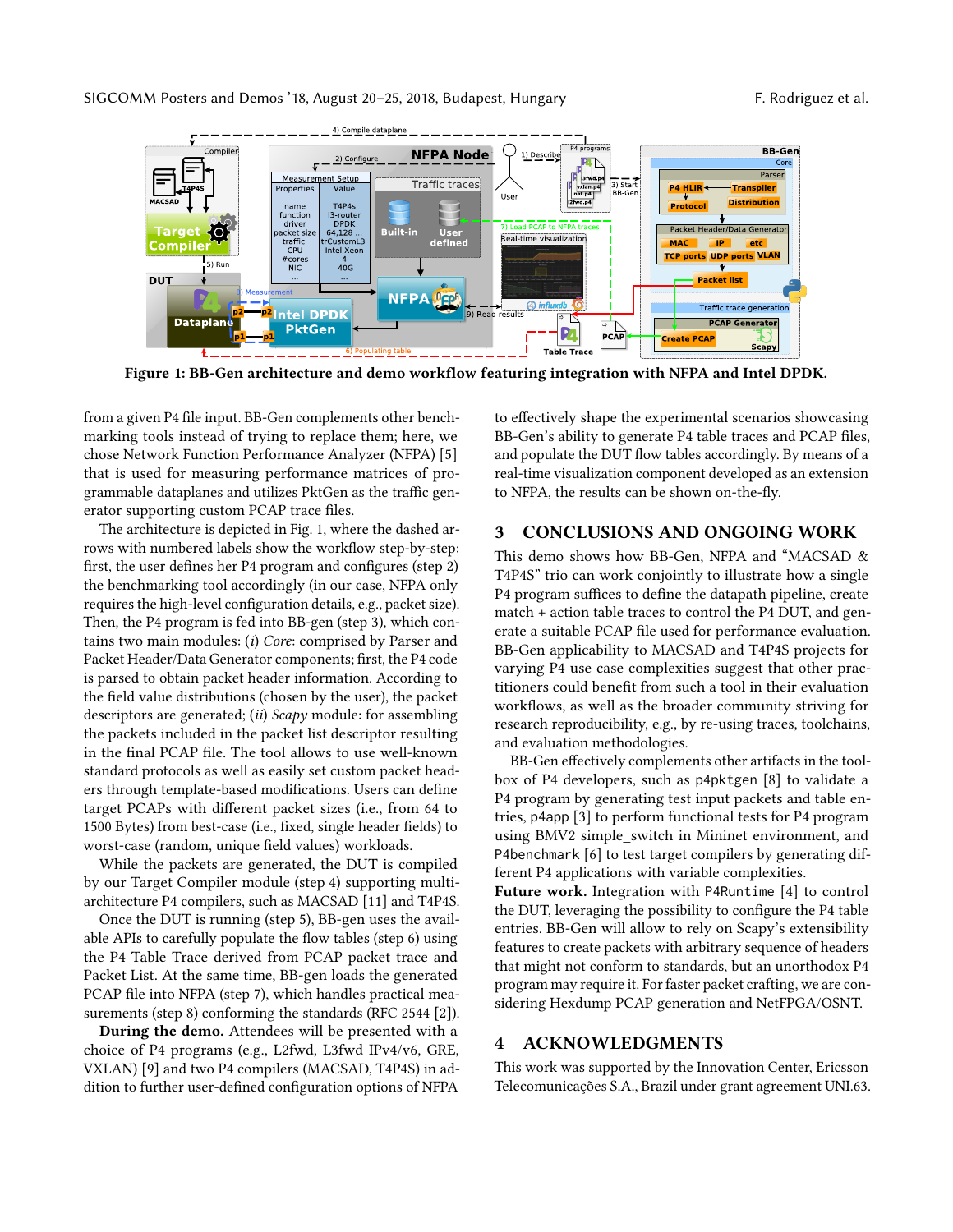**Figure 1: BB-Gen architecture and demo workflow featuring integration with NFPA and Intel DPDK.**

from a given P4 file input. BB-Gen complements other benchmarking tools instead of trying to replace them; here, we chose Network Function Performance Analyzer (NFPA) [5] that is used for measuring performance matrices of programmable dataplanes and utilizes PktGen as the traffic generator supporting custom PCAP trace files.

The architecture is depicted in Fig. 1, where the dashed arrows with numbered labels show the workflow step-by-step: first, the user defines her P4 program and configures (step 2) the benchmarking tool accordingly (in our case, NFPA only requires the high-level configuration details, e.g., packet size). Then, the P4 program is fed into BB-gen (step 3), which contains two main modules: (*i*) *Core*: comprised by Parser and Packet Header/Data Generator components; first, the P4 code is parsed to obtain packet header information. According to the field value distributions (chosen by the user), the packet descriptors are generated; (*ii*) *Scapy* module: for assembling the packets included in the packet list descriptor resulting in the final PCAP file. The tool allows to use well-known standard protocols as well as easily set custom packet headers through template-based modifications. Users can define target PCAPs with different packet sizes (i.e., from 64 to 1500 Bytes) from best-case (i.e., fixed, single header fields) to worst-case (random, unique field values) workloads.

While the packets are generated, the DUT is compiled by our Target Compiler module (step 4) supporting multi-architecture P4 compilers, such as MACSAD [11] and T4P4S.

Once the DUT is running (step 5), BB-gen uses the available APIs to carefully populate the flow tables (step 6) using the P4 Table Trace derived from PCAP packet trace and Packet List. At the same time, BB-gen loads the generated PCAP file into NFPA (step 7), which handles practical measurements (step 8) conforming the standards (RFC 2544 [2]).

**During the demo.** Attendees will be presented with a choice of P4 programs (e.g., L2fwd, L3fwd IPv4/v6, GRE, VXLAN) [9] and two P4 compilers (MACSAD, T4P4S) in addition to further user-defined configuration options of NFPA to effectively shape the experimental scenarios showcasing BB-Gen's ability to generate P4 table traces and PCAP files, and populate the DUT flow tables accordingly. By means of a real-time visualization component developed as an extension to NFPA, the results can be shown on-the-fly.

## 3 CONCLUSIONS AND ONGOING WORK

This demo shows how BB-Gen, NFPA and "MACSAD & T4P4S" trio can work conjointly to illustrate how a single P4 program suffices to define the datapath pipeline, create match + action table traces to control the P4 DUT, and generate a suitable PCAP file used for performance evaluation. BB-Gen applicability to MACSAD and T4P4S projects for varying P4 use case complexities suggest that other practitioners could benefit from such a tool in their evaluation workflows, as well as the broader community striving for research reproducibility, e.g., by re-using traces, toolchains, and evaluation methodologies.

BB-Gen effectively complements other artifacts in the toolbox of P4 developers, such as `p4pktgen` [8] to validate a P4 program by generating test input packets and table entries, `p4app` [3] to perform functional tests for P4 program using BMV2 simple_switch in Mininet environment, and `P4benchmark` [6] to test target compilers by generating different P4 applications with variable complexities.

**Future work.** Integration with `P4Runtime` [4] to control the DUT, leveraging the possibility to configure the P4 table entries. BB-Gen will allow to rely on Scapy's extensibility features to create packets with arbitrary sequence of headers that might not conform to standards, but an unorthodox P4 program may require it. For faster packet crafting, we are considering Hexdump PCAP generation and NetFPGA/OSNT.

## 4 ACKNOWLEDGMENTS

This work was supported by the Innovation Center, Ericsson Telecomunicações S.A., Brazil under grant agreement UNI.63.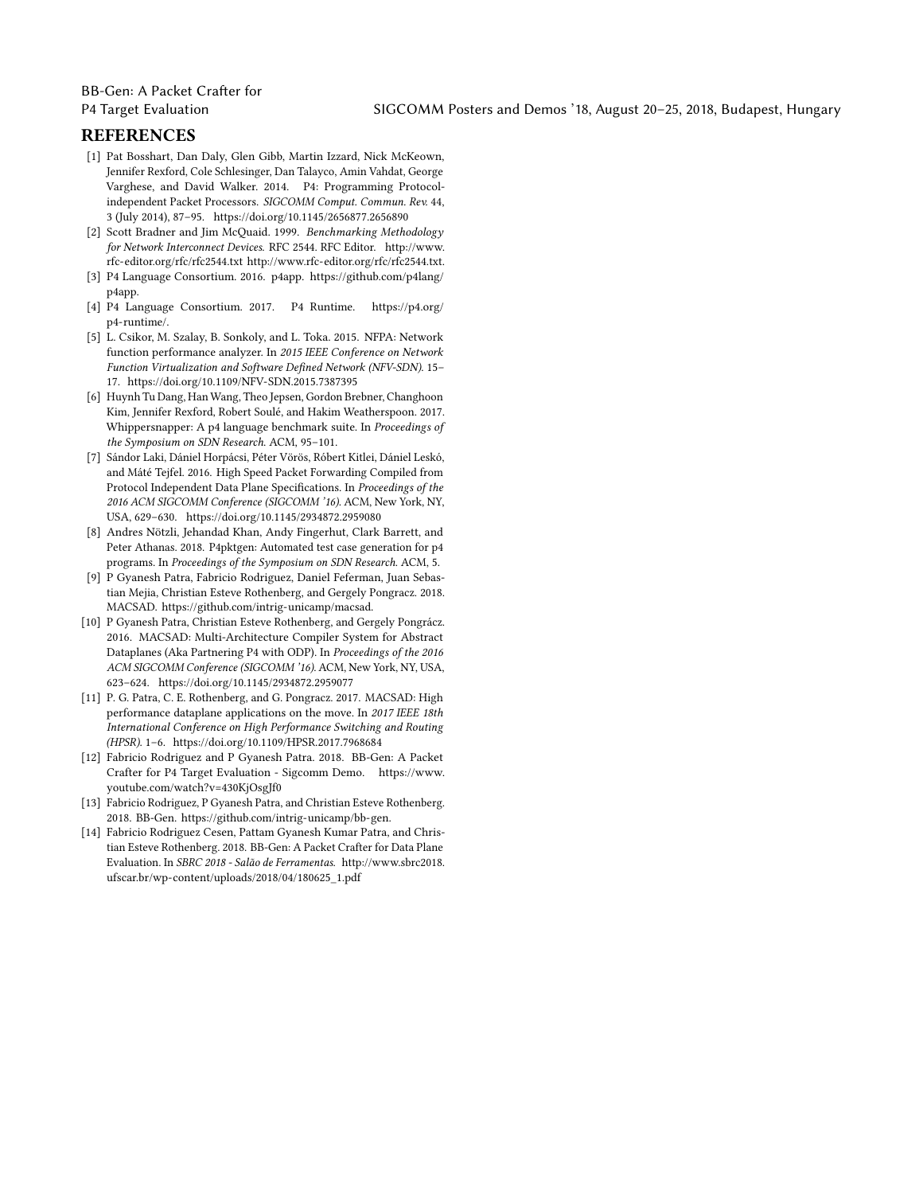## REFERENCES

- [1] Pat Bosshart, Dan Daly, Glen Gibb, Martin Izzard, Nick McKeown, Jennifer Rexford, Cole Schlesinger, Dan Talayco, Amin Vahdat, George Varghese, and David Walker. 2014. P4: Programming Protocol-independent Packet Processors. *SIGCOMM Comput. Commun. Rev.* 44, 3 (July 2014), 87–95. https://doi.org/10.1145/2656877.2656890
- [2] Scott Bradner and Jim McQuaid. 1999. *Benchmarking Methodology for Network Interconnect Devices*. RFC 2544. RFC Editor. http://www.rfc-editor.org/rfc/rfc2544.txt http://www.rfc-editor.org/rfc/rfc2544.txt.
- [3] P4 Language Consortium. 2016. p4app. https://github.com/p4lang/p4app.
- [4] P4 Language Consortium. 2017. P4 Runtime. https://p4.org/p4-runtime/.
- [5] L. Csikor, M. Szalay, B. Sonkoly, and L. Toka. 2015. NFPA: Network function performance analyzer. In *2015 IEEE Conference on Network Function Virtualization and Software Defined Network (NFV-SDN)*. 15–17. https://doi.org/10.1109/NFV-SDN.2015.7387395
- [6] Huynh Tu Dang, Han Wang, Theo Jepsen, Gordon Brebner, Changhoon Kim, Jennifer Rexford, Robert Soulé, and Hakim Weatherspoon. 2017. Whippersnapper: A p4 language benchmark suite. In *Proceedings of the Symposium on SDN Research*. ACM, 95–101.
- [7] Sándor Laki, Dániel Horpácsi, Péter Vörös, Róbert Kitlei, Dániel Leskó, and Máté Tejfel. 2016. High Speed Packet Forwarding Compiled from Protocol Independent Data Plane Specifications. In *Proceedings of the 2016 ACM SIGCOMM Conference (SIGCOMM '16)*. ACM, New York, NY, USA, 629–630. https://doi.org/10.1145/2934872.2959080
- [8] Andres Nötzli, Jehandad Khan, Andy Fingerhut, Clark Barrett, and Peter Athanas. 2018. P4pktgen: Automated test case generation for p4 programs. In *Proceedings of the Symposium on SDN Research*. ACM, 5.
- [9] P Gyanesh Patra, Fabricio Rodriguez, Daniel Feferman, Juan Sebastian Mejia, Christian Esteve Rothenberg, and Gergely Pongracz. 2018. MACSAD. https://github.com/intrig-unicamp/macsad.
- [10] P Gyanesh Patra, Christian Esteve Rothenberg, and Gergely Pongrácz. 2016. MACSAD: Multi-Architecture Compiler System for Abstract Dataplanes (Aka Partnering P4 with ODP). In *Proceedings of the 2016 ACM SIGCOMM Conference (SIGCOMM '16)*. ACM, New York, NY, USA, 623–624. https://doi.org/10.1145/2934872.2959077
- [11] P. G. Patra, C. E. Rothenberg, and G. Pongracz. 2017. MACSAD: High performance dataplane applications on the move. In *2017 IEEE 18th International Conference on High Performance Switching and Routing (HPSR)*. 1–6. https://doi.org/10.1109/HPSR.2017.7968684
- [12] Fabricio Rodriguez and P Gyanesh Patra. 2018. BB-Gen: A Packet Crafter for P4 Target Evaluation - Sigcomm Demo. https://www.youtube.com/watch?v=430KjOsgJf0
- [13] Fabricio Rodriguez, P Gyanesh Patra, and Christian Esteve Rothenberg. 2018. BB-Gen. https://github.com/intrig-unicamp/bb-gen.
- [14] Fabricio Rodriguez Cesen, Pattam Gyanesh Kumar Patra, and Christian Esteve Rothenberg. 2018. BB-Gen: A Packet Crafter for Data Plane Evaluation. In *SBRC 2018 - Salão de Ferramentas*. http://www.sbrc2018.ufscar.br/wp-content/uploads/2018/04/180625_1.pdf